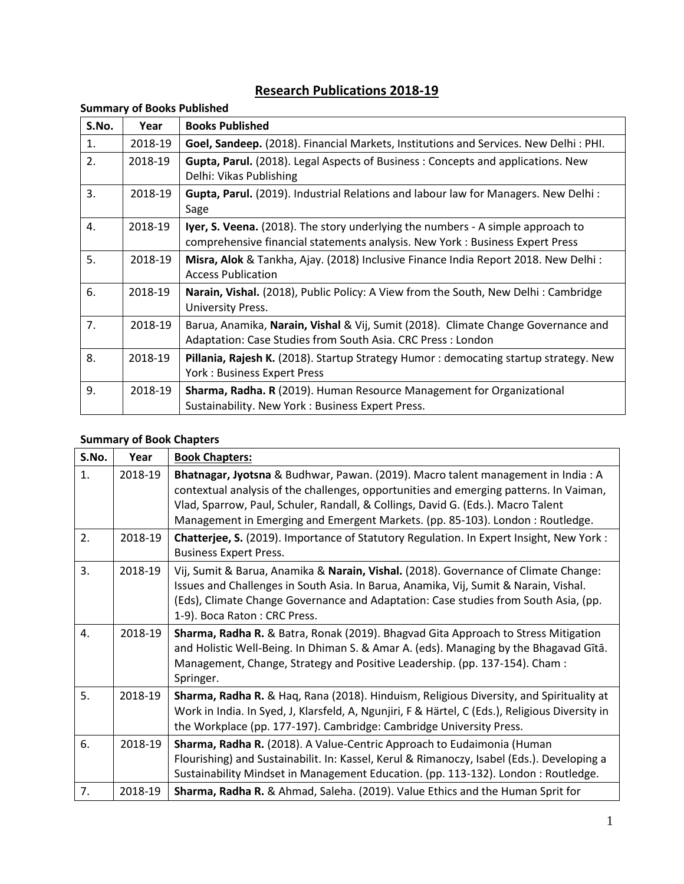# Research Publications 2018-19

**Summary of Books Published**

| S.No. | Year | Books Published |
|---|---|---|
| 1. | 2018-19 | **Goel, Sandeep.** (2018). Financial Markets, Institutions and Services. New Delhi : PHI. |
| 2. | 2018-19 | **Gupta, Parul.** (2018). Legal Aspects of Business : Concepts and applications. New Delhi: Vikas Publishing |
| 3. | 2018-19 | **Gupta, Parul.** (2019). Industrial Relations and labour law for Managers. New Delhi : Sage |
| 4. | 2018-19 | **Iyer, S. Veena.** (2018). The story underlying the numbers - A simple approach to comprehensive financial statements analysis. New York : Business Expert Press |
| 5. | 2018-19 | **Misra, Alok** & Tankha, Ajay. (2018) Inclusive Finance India Report 2018. New Delhi : Access Publication |
| 6. | 2018-19 | **Narain, Vishal.** (2018), Public Policy: A View from the South, New Delhi : Cambridge University Press. |
| 7. | 2018-19 | Barua, Anamika, **Narain, Vishal** & Vij, Sumit (2018). Climate Change Governance and Adaptation: Case Studies from South Asia. CRC Press : London |
| 8. | 2018-19 | **Pillania, Rajesh K.** (2018). Startup Strategy Humor : democating startup strategy. New York : Business Expert Press |
| 9. | 2018-19 | **Sharma, Radha. R** (2019). Human Resource Management for Organizational Sustainability. New York : Business Expert Press. |

**Summary of Book Chapters**

| S.No. | Year | Book Chapters: |
|---|---|---|
| 1. | 2018-19 | **Bhatnagar, Jyotsna** & Budhwar, Pawan. (2019). Macro talent management in India : A contextual analysis of the challenges, opportunities and emerging patterns. In Vaiman, Vlad, Sparrow, Paul, Schuler, Randall, & Collings, David G. (Eds.). Macro Talent Management in Emerging and Emergent Markets. (pp. 85-103). London : Routledge. |
| 2. | 2018-19 | **Chatterjee, S.** (2019). Importance of Statutory Regulation. In Expert Insight, New York : Business Expert Press. |
| 3. | 2018-19 | Vij, Sumit & Barua, Anamika & **Narain, Vishal.** (2018). Governance of Climate Change: Issues and Challenges in South Asia. In Barua, Anamika, Vij, Sumit & Narain, Vishal. (Eds), Climate Change Governance and Adaptation: Case studies from South Asia, (pp. 1-9). Boca Raton : CRC Press. |
| 4. | 2018-19 | **Sharma, Radha R.** & Batra, Ronak (2019). Bhagvad Gita Approach to Stress Mitigation and Holistic Well-Being. In Dhiman S. & Amar A. (eds). Managing by the Bhagavad Gītā. Management, Change, Strategy and Positive Leadership. (pp. 137-154). Cham : Springer. |
| 5. | 2018-19 | **Sharma, Radha R.** & Haq, Rana (2018). Hinduism, Religious Diversity, and Spirituality at Work in India. In Syed, J, Klarsfeld, A, Ngunjiri, F & Härtel, C (Eds.), Religious Diversity in the Workplace (pp. 177-197). Cambridge: Cambridge University Press. |
| 6. | 2018-19 | **Sharma, Radha R.** (2018). A Value-Centric Approach to Eudaimonia (Human Flourishing) and Sustainabilit. In: Kassel, Kerul & Rimanoczy, Isabel (Eds.). Developing a Sustainability Mindset in Management Education. (pp. 113-132). London : Routledge. |
| 7. | 2018-19 | **Sharma, Radha R.** & Ahmad, Saleha. (2019). Value Ethics and the Human Sprit for |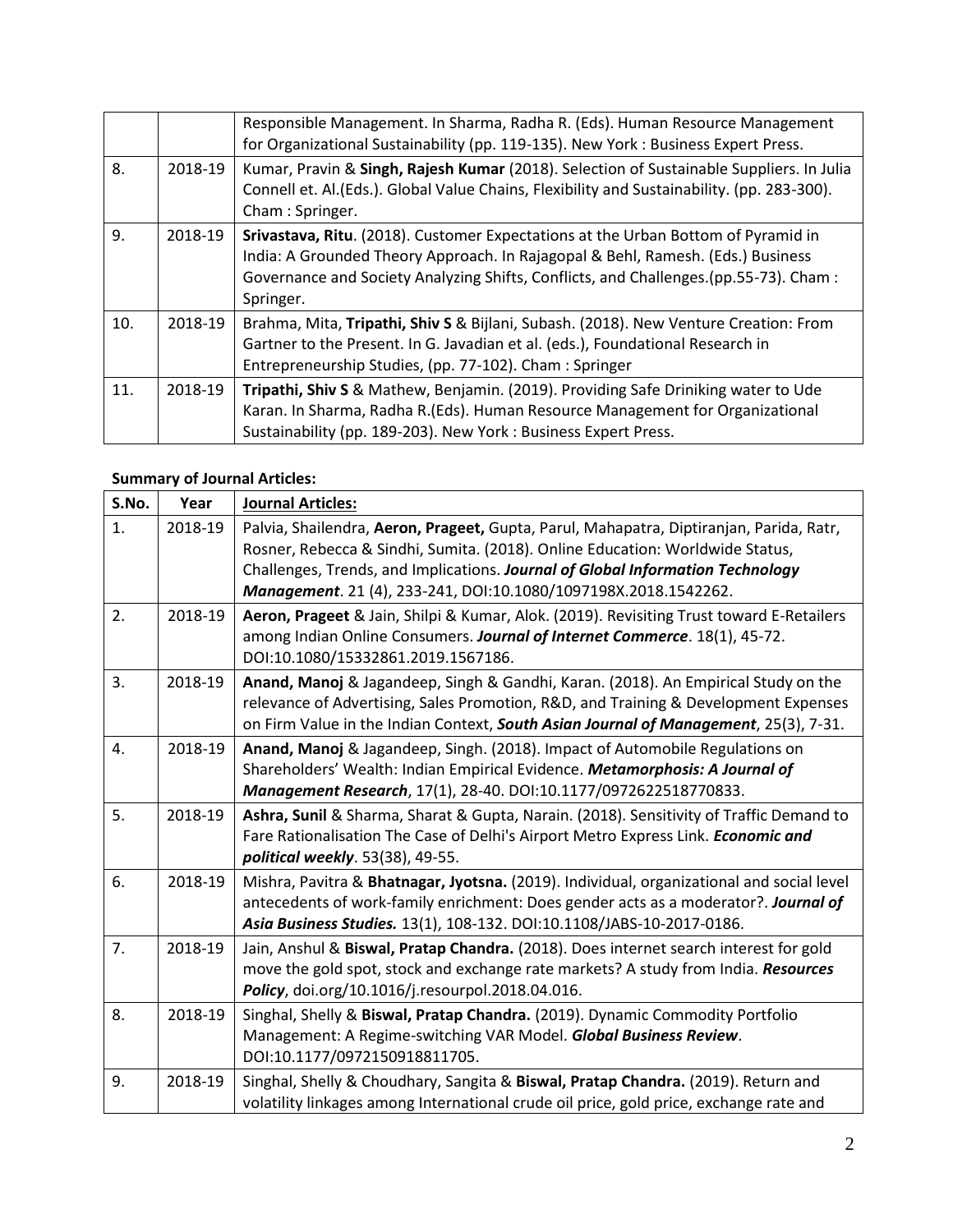| | | |
|---|---|---|
| | | Responsible Management. In Sharma, Radha R. (Eds). Human Resource Management for Organizational Sustainability (pp. 119-135). New York : Business Expert Press. |
| 8. | 2018-19 | Kumar, Pravin & **Singh, Rajesh Kumar** (2018). Selection of Sustainable Suppliers. In Julia Connell et. Al.(Eds.). Global Value Chains, Flexibility and Sustainability. (pp. 283-300). Cham : Springer. |
| 9. | 2018-19 | **Srivastava, Ritu**. (2018). Customer Expectations at the Urban Bottom of Pyramid in India: A Grounded Theory Approach. In Rajagopal & Behl, Ramesh. (Eds.) Business Governance and Society Analyzing Shifts, Conflicts, and Challenges.(pp.55-73). Cham : Springer. |
| 10. | 2018-19 | Brahma, Mita, **Tripathi, Shiv S** & Bijlani, Subash. (2018). New Venture Creation: From Gartner to the Present. In G. Javadian et al. (eds.), Foundational Research in Entrepreneurship Studies, (pp. 77-102). Cham : Springer |
| 11. | 2018-19 | **Tripathi, Shiv S** & Mathew, Benjamin. (2019). Providing Safe Driniking water to Ude Karan. In Sharma, Radha R.(Eds). Human Resource Management for Organizational Sustainability (pp. 189-203). New York : Business Expert Press. |

**Summary of Journal Articles:**

| S.No. | Year | Journal Articles: |
|---|---|---|
| 1. | 2018-19 | Palvia, Shailendra, **Aeron, Prageet,** Gupta, Parul, Mahapatra, Diptiranjan, Parida, Ratr, Rosner, Rebecca & Sindhi, Sumita. (2018). Online Education: Worldwide Status, Challenges, Trends, and Implications. ***Journal of Global Information Technology Management***. 21 (4), 233-241, DOI:10.1080/1097198X.2018.1542262. |
| 2. | 2018-19 | **Aeron, Prageet** & Jain, Shilpi & Kumar, Alok. (2019). Revisiting Trust toward E-Retailers among Indian Online Consumers. ***Journal of Internet Commerce***. 18(1), 45-72. DOI:10.1080/15332861.2019.1567186. |
| 3. | 2018-19 | **Anand, Manoj** & Jagandeep, Singh & Gandhi, Karan. (2018). An Empirical Study on the relevance of Advertising, Sales Promotion, R&D, and Training & Development Expenses on Firm Value in the Indian Context, ***South Asian Journal of Management***, 25(3), 7-31. |
| 4. | 2018-19 | **Anand, Manoj** & Jagandeep, Singh. (2018). Impact of Automobile Regulations on Shareholders' Wealth: Indian Empirical Evidence. ***Metamorphosis: A Journal of Management Research***, 17(1), 28-40. DOI:10.1177/0972622518770833. |
| 5. | 2018-19 | **Ashra, Sunil** & Sharma, Sharat & Gupta, Narain. (2018). Sensitivity of Traffic Demand to Fare Rationalisation The Case of Delhi's Airport Metro Express Link. ***Economic and political weekly***. 53(38), 49-55. |
| 6. | 2018-19 | Mishra, Pavitra & **Bhatnagar, Jyotsna.** (2019). Individual, organizational and social level antecedents of work-family enrichment: Does gender acts as a moderator?. ***Journal of Asia Business Studies.*** 13(1), 108-132. DOI:10.1108/JABS-10-2017-0186. |
| 7. | 2018-19 | Jain, Anshul & **Biswal, Pratap Chandra.** (2018). Does internet search interest for gold move the gold spot, stock and exchange rate markets? A study from India. ***Resources Policy***, doi.org/10.1016/j.resourpol.2018.04.016. |
| 8. | 2018-19 | Singhal, Shelly & **Biswal, Pratap Chandra.** (2019). Dynamic Commodity Portfolio Management: A Regime-switching VAR Model. ***Global Business Review***. DOI:10.1177/0972150918811705. |
| 9. | 2018-19 | Singhal, Shelly & Choudhary, Sangita & **Biswal, Pratap Chandra.** (2019). Return and volatility linkages among International crude oil price, gold price, exchange rate and |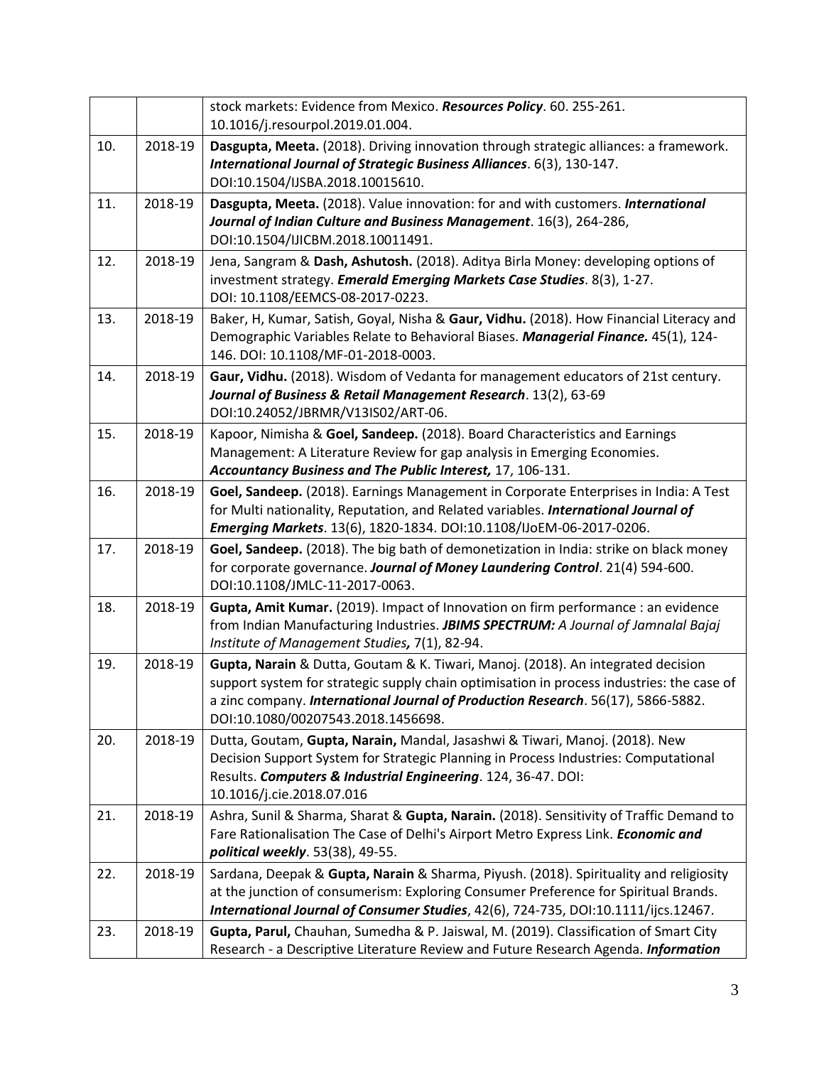| | | |
|---|---|---|
| | | stock markets: Evidence from Mexico. ***Resources Policy***. 60. 255-261. 10.1016/j.resourpol.2019.01.004. |
| 10. | 2018-19 | **Dasgupta, Meeta.** (2018). Driving innovation through strategic alliances: a framework. ***International Journal of Strategic Business Alliances***. 6(3), 130-147. DOI:10.1504/IJSBA.2018.10015610. |
| 11. | 2018-19 | **Dasgupta, Meeta.** (2018). Value innovation: for and with customers. ***International Journal of Indian Culture and Business Management***. 16(3), 264-286, DOI:10.1504/IJICBM.2018.10011491. |
| 12. | 2018-19 | Jena, Sangram & **Dash, Ashutosh.** (2018). Aditya Birla Money: developing options of investment strategy. ***Emerald Emerging Markets Case Studies***. 8(3), 1-27. DOI: 10.1108/EEMCS-08-2017-0223. |
| 13. | 2018-19 | Baker, H, Kumar, Satish, Goyal, Nisha & **Gaur, Vidhu.** (2018). How Financial Literacy and Demographic Variables Relate to Behavioral Biases. ***Managerial Finance.*** 45(1), 124-146. DOI: 10.1108/MF-01-2018-0003. |
| 14. | 2018-19 | **Gaur, Vidhu.** (2018). Wisdom of Vedanta for management educators of 21st century. ***Journal of Business & Retail Management Research***. 13(2), 63-69 DOI:10.24052/JBRMR/V13IS02/ART-06. |
| 15. | 2018-19 | Kapoor, Nimisha & **Goel, Sandeep.** (2018). Board Characteristics and Earnings Management: A Literature Review for gap analysis in Emerging Economies. ***Accountancy Business and The Public Interest,*** 17, 106-131. |
| 16. | 2018-19 | **Goel, Sandeep.** (2018). Earnings Management in Corporate Enterprises in India: A Test for Multi nationality, Reputation, and Related variables. ***International Journal of Emerging Markets***. 13(6), 1820-1834. DOI:10.1108/IJoEM-06-2017-0206. |
| 17. | 2018-19 | **Goel, Sandeep.** (2018). The big bath of demonetization in India: strike on black money for corporate governance. ***Journal of Money Laundering Control***. 21(4) 594-600. DOI:10.1108/JMLC-11-2017-0063. |
| 18. | 2018-19 | **Gupta, Amit Kumar.** (2019). Impact of Innovation on firm performance : an evidence from Indian Manufacturing Industries. ***JBIMS SPECTRUM:*** *A Journal of Jamnalal Bajaj Institute of Management Studies****,*** 7(1), 82-94. |
| 19. | 2018-19 | **Gupta, Narain** & Dutta, Goutam & K. Tiwari, Manoj. (2018). An integrated decision support system for strategic supply chain optimisation in process industries: the case of a zinc company. ***International Journal of Production Research***. 56(17), 5866-5882. DOI:10.1080/00207543.2018.1456698. |
| 20. | 2018-19 | Dutta, Goutam, **Gupta, Narain,** Mandal, Jasashwi & Tiwari, Manoj. (2018). New Decision Support System for Strategic Planning in Process Industries: Computational Results. ***Computers & Industrial Engineering***. 124, 36-47. DOI: 10.1016/j.cie.2018.07.016 |
| 21. | 2018-19 | Ashra, Sunil & Sharma, Sharat & **Gupta, Narain.** (2018). Sensitivity of Traffic Demand to Fare Rationalisation The Case of Delhi's Airport Metro Express Link. ***Economic and political weekly***. 53(38), 49-55. |
| 22. | 2018-19 | Sardana, Deepak & **Gupta, Narain** & Sharma, Piyush. (2018). Spirituality and religiosity at the junction of consumerism: Exploring Consumer Preference for Spiritual Brands. ***International Journal of Consumer Studies***, 42(6), 724-735, DOI:10.1111/ijcs.12467. |
| 23. | 2018-19 | **Gupta, Parul,** Chauhan, Sumedha & P. Jaiswal, M. (2019). Classification of Smart City Research - a Descriptive Literature Review and Future Research Agenda. ***Information*** |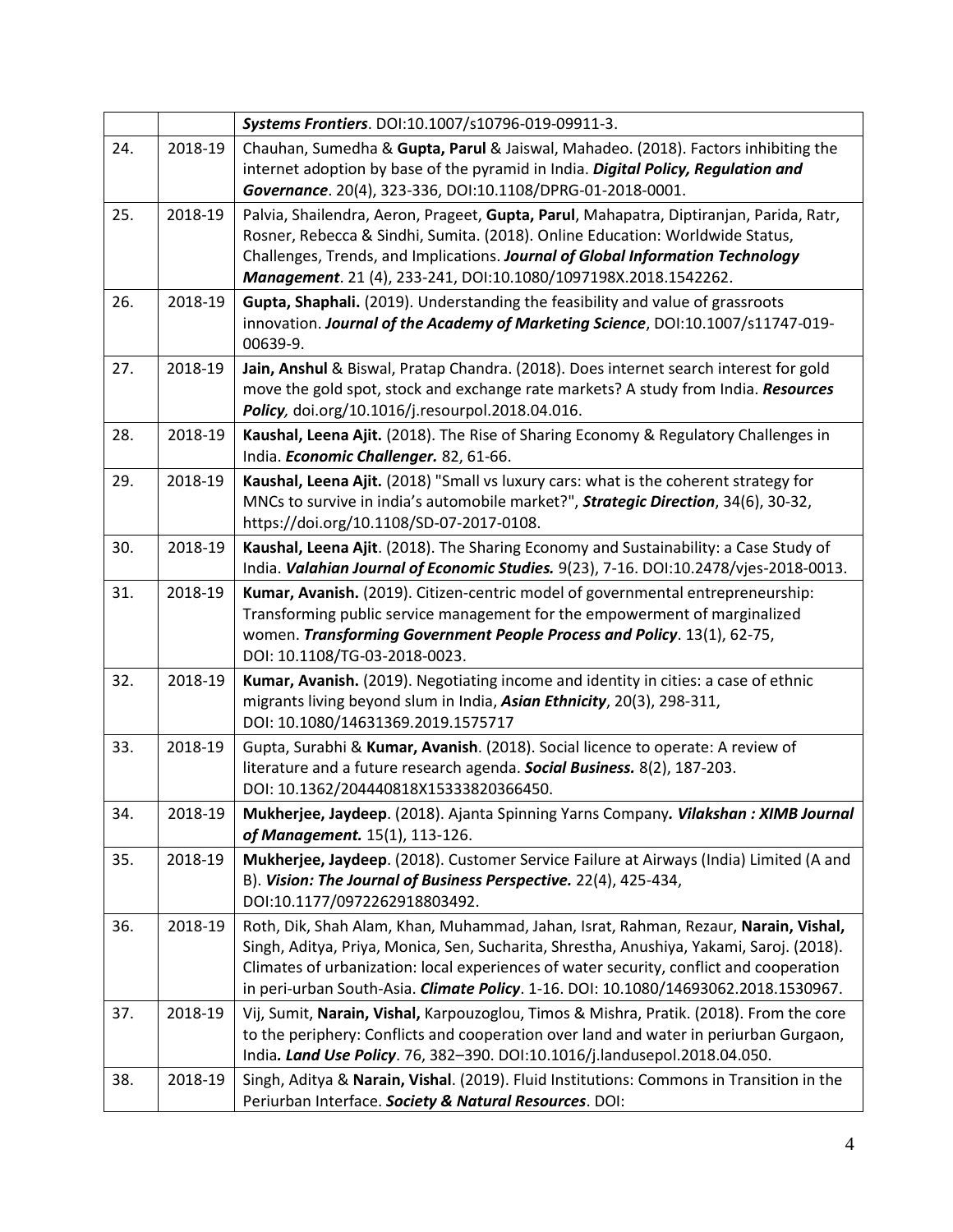| | | |
|---|---|---|
| | | ***Systems Frontiers***. DOI:10.1007/s10796-019-09911-3. |
| 24. | 2018-19 | Chauhan, Sumedha & **Gupta, Parul** & Jaiswal, Mahadeo. (2018). Factors inhibiting the internet adoption by base of the pyramid in India. ***Digital Policy, Regulation and Governance***. 20(4), 323-336, DOI:10.1108/DPRG-01-2018-0001. |
| 25. | 2018-19 | Palvia, Shailendra, Aeron, Prageet, **Gupta, Parul**, Mahapatra, Diptiranjan, Parida, Ratr, Rosner, Rebecca & Sindhi, Sumita. (2018). Online Education: Worldwide Status, Challenges, Trends, and Implications. ***Journal of Global Information Technology Management***. 21 (4), 233-241, DOI:10.1080/1097198X.2018.1542262. |
| 26. | 2018-19 | **Gupta, Shaphali.** (2019). Understanding the feasibility and value of grassroots innovation. ***Journal of the Academy of Marketing Science***, DOI:10.1007/s11747-019-00639-9. |
| 27. | 2018-19 | **Jain, Anshul** & Biswal, Pratap Chandra. (2018). Does internet search interest for gold move the gold spot, stock and exchange rate markets? A study from India. ***Resources Policy,*** doi.org/10.1016/j.resourpol.2018.04.016. |
| 28. | 2018-19 | **Kaushal, Leena Ajit.** (2018). The Rise of Sharing Economy & Regulatory Challenges in India. ***Economic Challenger.*** 82, 61-66. |
| 29. | 2018-19 | **Kaushal, Leena Ajit.** (2018) "Small vs luxury cars: what is the coherent strategy for MNCs to survive in india's automobile market?", ***Strategic Direction***, 34(6), 30-32, https://doi.org/10.1108/SD-07-2017-0108. |
| 30. | 2018-19 | **Kaushal, Leena Ajit**. (2018). The Sharing Economy and Sustainability: a Case Study of India. ***Valahian Journal of Economic Studies.*** 9(23), 7-16. DOI:10.2478/vjes-2018-0013. |
| 31. | 2018-19 | **Kumar, Avanish.** (2019). Citizen-centric model of governmental entrepreneurship: Transforming public service management for the empowerment of marginalized women. ***Transforming Government People Process and Policy***. 13(1), 62-75, DOI: 10.1108/TG-03-2018-0023. |
| 32. | 2018-19 | **Kumar, Avanish.** (2019). Negotiating income and identity in cities: a case of ethnic migrants living beyond slum in India, ***Asian Ethnicity***, 20(3), 298-311, DOI: 10.1080/14631369.2019.1575717 |
| 33. | 2018-19 | Gupta, Surabhi & **Kumar, Avanish**. (2018). Social licence to operate: A review of literature and a future research agenda. ***Social Business.*** 8(2), 187-203. DOI: 10.1362/204440818X15333820366450. |
| 34. | 2018-19 | **Mukherjee, Jaydeep**. (2018). Ajanta Spinning Yarns Company***. Vilakshan : XIMB Journal of Management.*** 15(1), 113-126. |
| 35. | 2018-19 | **Mukherjee, Jaydeep**. (2018). Customer Service Failure at Airways (India) Limited (A and B). ***Vision: The Journal of Business Perspective.*** 22(4), 425-434, DOI:10.1177/0972262918803492. |
| 36. | 2018-19 | Roth, Dik, Shah Alam, Khan, Muhammad, Jahan, Israt, Rahman, Rezaur, **Narain, Vishal,** Singh, Aditya, Priya, Monica, Sen, Sucharita, Shrestha, Anushiya, Yakami, Saroj. (2018). Climates of urbanization: local experiences of water security, conflict and cooperation in peri-urban South-Asia. ***Climate Policy***. 1-16. DOI: 10.1080/14693062.2018.1530967. |
| 37. | 2018-19 | Vij, Sumit, **Narain, Vishal,** Karpouzoglou, Timos & Mishra, Pratik. (2018). From the core to the periphery: Conflicts and cooperation over land and water in periurban Gurgaon, India***. Land Use Policy***. 76, 382–390. DOI:10.1016/j.landusepol.2018.04.050. |
| 38. | 2018-19 | Singh, Aditya & **Narain, Vishal**. (2019). Fluid Institutions: Commons in Transition in the Periurban Interface. ***Society & Natural Resources***. DOI: |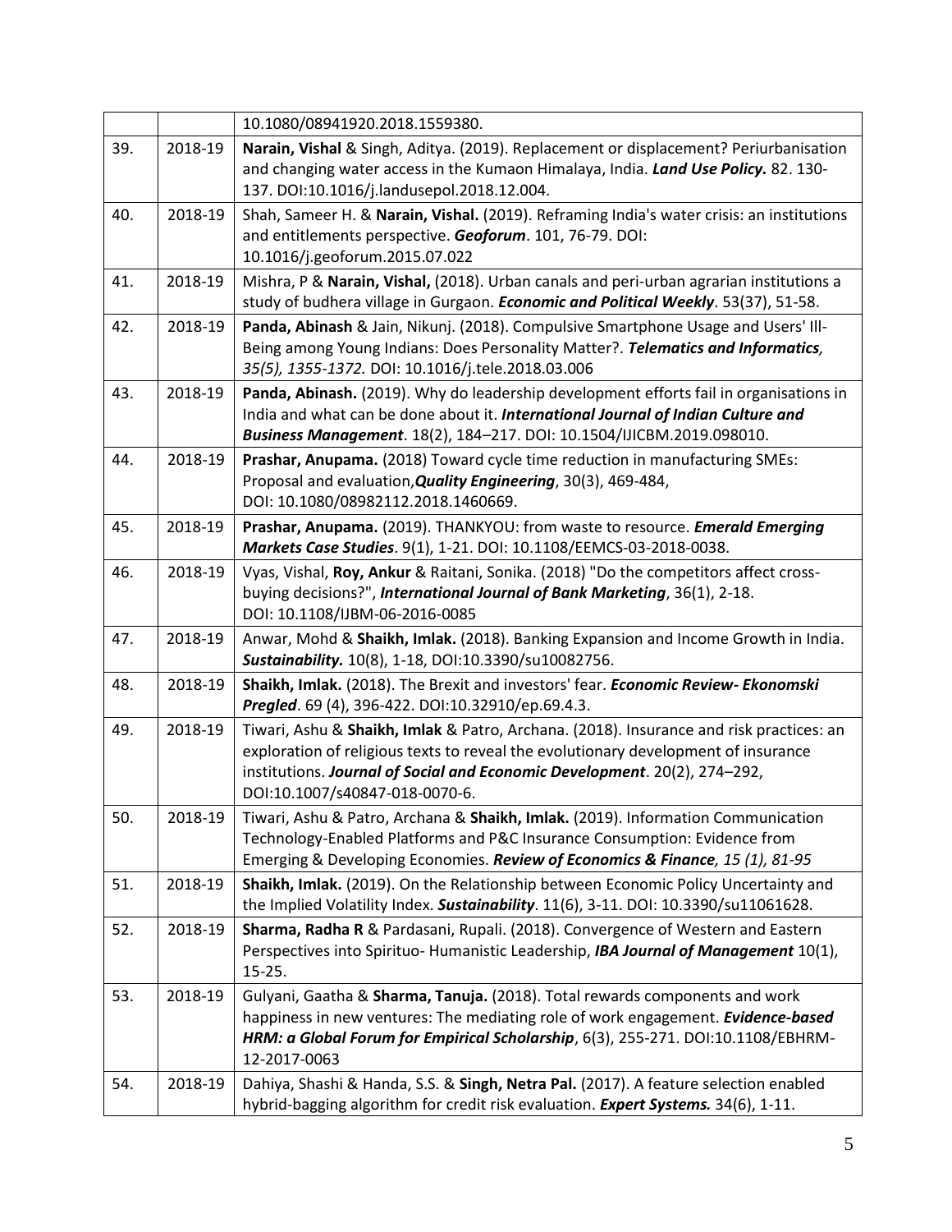| | | |
|---|---|---|
| | | 10.1080/08941920.2018.1559380. |
| 39. | 2018-19 | **Narain, Vishal** & Singh, Aditya. (2019). Replacement or displacement? Periurbanisation and changing water access in the Kumaon Himalaya, India. ***Land Use Policy.*** 82. 130-137. DOI:10.1016/j.landusepol.2018.12.004. |
| 40. | 2018-19 | Shah, Sameer H. & **Narain, Vishal.** (2019). Reframing India's water crisis: an institutions and entitlements perspective. ***Geoforum***. 101, 76-79. DOI: 10.1016/j.geoforum.2015.07.022 |
| 41. | 2018-19 | Mishra, P & **Narain, Vishal,** (2018). Urban canals and peri-urban agrarian institutions a study of budhera village in Gurgaon. ***Economic and Political Weekly***. 53(37), 51-58. |
| 42. | 2018-19 | **Panda, Abinash** & Jain, Nikunj. (2018). Compulsive Smartphone Usage and Users' Ill-Being among Young Indians: Does Personality Matter?. ***Telematics and Informatics,*** *35(5), 1355-1372.* DOI: 10.1016/j.tele.2018.03.006 |
| 43. | 2018-19 | **Panda, Abinash.** (2019). Why do leadership development efforts fail in organisations in India and what can be done about it. ***International Journal of Indian Culture and Business Management***. 18(2), 184–217. DOI: 10.1504/IJICBM.2019.098010. |
| 44. | 2018-19 | **Prashar, Anupama.** (2018) Toward cycle time reduction in manufacturing SMEs: Proposal and evaluation,***Quality Engineering***, 30(3), 469-484, DOI: 10.1080/08982112.2018.1460669. |
| 45. | 2018-19 | **Prashar, Anupama.** (2019). THANKYOU: from waste to resource. ***Emerald Emerging Markets Case Studies***. 9(1), 1-21. DOI: 10.1108/EEMCS-03-2018-0038. |
| 46. | 2018-19 | Vyas, Vishal, **Roy, Ankur** & Raitani, Sonika. (2018) "Do the competitors affect cross-buying decisions?", ***International Journal of Bank Marketing***, 36(1), 2-18. DOI: 10.1108/IJBM-06-2016-0085 |
| 47. | 2018-19 | Anwar, Mohd & **Shaikh, Imlak.** (2018). Banking Expansion and Income Growth in India. ***Sustainability.*** 10(8), 1-18, DOI:10.3390/su10082756. |
| 48. | 2018-19 | **Shaikh, Imlak.** (2018). The Brexit and investors' fear. ***Economic Review- Ekonomski Pregled***. 69 (4), 396-422. DOI:10.32910/ep.69.4.3. |
| 49. | 2018-19 | Tiwari, Ashu & **Shaikh, Imlak** & Patro, Archana. (2018). Insurance and risk practices: an exploration of religious texts to reveal the evolutionary development of insurance institutions. ***Journal of Social and Economic Development***. 20(2), 274–292, DOI:10.1007/s40847-018-0070-6. |
| 50. | 2018-19 | Tiwari, Ashu & Patro, Archana & **Shaikh, Imlak.** (2019). Information Communication Technology-Enabled Platforms and P&C Insurance Consumption: Evidence from Emerging & Developing Economies. ***Review of Economics & Finance,*** *15 (1), 81-95* |
| 51. | 2018-19 | **Shaikh, Imlak.** (2019). On the Relationship between Economic Policy Uncertainty and the Implied Volatility Index. ***Sustainability***. 11(6), 3-11. DOI: 10.3390/su11061628. |
| 52. | 2018-19 | **Sharma, Radha R** & Pardasani, Rupali. (2018). Convergence of Western and Eastern Perspectives into Spirituo- Humanistic Leadership, ***IBA Journal of Management*** 10(1), 15-25. |
| 53. | 2018-19 | Gulyani, Gaatha & **Sharma, Tanuja.** (2018). Total rewards components and work happiness in new ventures: The mediating role of work engagement. ***Evidence-based HRM: a Global Forum for Empirical Scholarship***, 6(3), 255-271. DOI:10.1108/EBHRM-12-2017-0063 |
| 54. | 2018-19 | Dahiya, Shashi & Handa, S.S. & **Singh, Netra Pal.** (2017). A feature selection enabled hybrid-bagging algorithm for credit risk evaluation. ***Expert Systems.*** 34(6), 1-11. |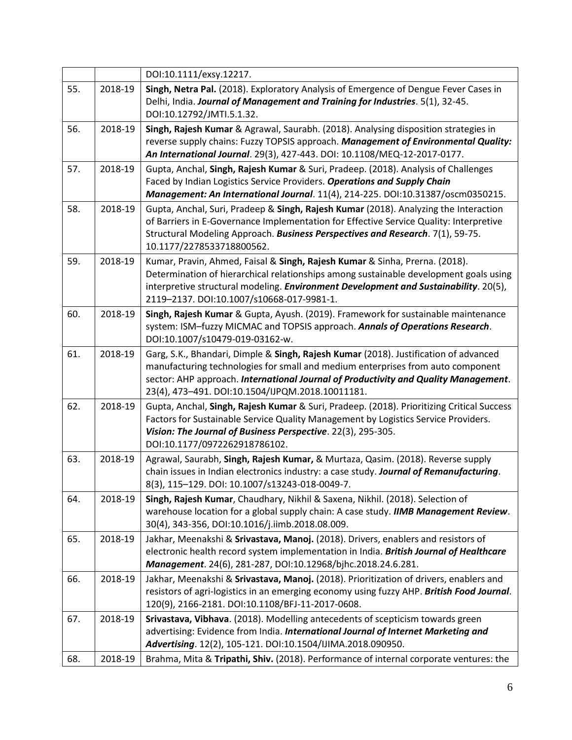| | | |
|---|---|---|
| | | DOI:10.1111/exsy.12217. |
| 55. | 2018-19 | **Singh, Netra Pal.** (2018). Exploratory Analysis of Emergence of Dengue Fever Cases in Delhi, India. ***Journal of Management and Training for Industries***. 5(1), 32-45. DOI:10.12792/JMTI.5.1.32. |
| 56. | 2018-19 | **Singh, Rajesh Kumar** & Agrawal, Saurabh. (2018). Analysing disposition strategies in reverse supply chains: Fuzzy TOPSIS approach. ***Management of Environmental Quality: An International Journal***. 29(3), 427-443. DOI: 10.1108/MEQ-12-2017-0177. |
| 57. | 2018-19 | Gupta, Anchal, **Singh, Rajesh Kumar** & Suri, Pradeep. (2018). Analysis of Challenges Faced by Indian Logistics Service Providers. ***Operations and Supply Chain Management: An International Journal***. 11(4), 214-225. DOI:10.31387/oscm0350215. |
| 58. | 2018-19 | Gupta, Anchal, Suri, Pradeep & **Singh, Rajesh Kumar** (2018). Analyzing the Interaction of Barriers in E-Governance Implementation for Effective Service Quality: Interpretive Structural Modeling Approach. ***Business Perspectives and Research***. 7(1), 59-75. 10.1177/2278533718800562. |
| 59. | 2018-19 | Kumar, Pravin, Ahmed, Faisal & **Singh, Rajesh Kumar** & Sinha, Prerna. (2018). Determination of hierarchical relationships among sustainable development goals using interpretive structural modeling. ***Environment Development and Sustainability***. 20(5), 2119–2137. DOI:10.1007/s10668-017-9981-1. |
| 60. | 2018-19 | **Singh, Rajesh Kumar** & Gupta, Ayush. (2019). Framework for sustainable maintenance system: ISM–fuzzy MICMAC and TOPSIS approach. ***Annals of Operations Research***. DOI:10.1007/s10479-019-03162-w. |
| 61. | 2018-19 | Garg, S.K., Bhandari, Dimple & **Singh, Rajesh Kumar** (2018). Justification of advanced manufacturing technologies for small and medium enterprises from auto component sector: AHP approach. ***International Journal of Productivity and Quality Management***. 23(4), 473–491. DOI:10.1504/IJPQM.2018.10011181. |
| 62. | 2018-19 | Gupta, Anchal, **Singh, Rajesh Kumar** & Suri, Pradeep. (2018). Prioritizing Critical Success Factors for Sustainable Service Quality Management by Logistics Service Providers. ***Vision: The Journal of Business Perspective***. 22(3), 295-305. DOI:10.1177/0972262918786102. |
| 63. | 2018-19 | Agrawal, Saurabh, **Singh, Rajesh Kumar,** & Murtaza, Qasim. (2018). Reverse supply chain issues in Indian electronics industry: a case study. ***Journal of Remanufacturing***. 8(3), 115–129. DOI: 10.1007/s13243-018-0049-7. |
| 64. | 2018-19 | **Singh, Rajesh Kumar**, Chaudhary, Nikhil & Saxena, Nikhil. (2018). Selection of warehouse location for a global supply chain: A case study. ***IIMB Management Review***. 30(4), 343-356, DOI:10.1016/j.iimb.2018.08.009. |
| 65. | 2018-19 | Jakhar, Meenakshi & **Srivastava, Manoj.** (2018). Drivers, enablers and resistors of electronic health record system implementation in India. ***British Journal of Healthcare Management***. 24(6), 281-287, DOI:10.12968/bjhc.2018.24.6.281. |
| 66. | 2018-19 | Jakhar, Meenakshi & **Srivastava, Manoj.** (2018). Prioritization of drivers, enablers and resistors of agri-logistics in an emerging economy using fuzzy AHP. ***British Food Journal***. 120(9), 2166-2181. DOI:10.1108/BFJ-11-2017-0608. |
| 67. | 2018-19 | **Srivastava, Vibhava**. (2018). Modelling antecedents of scepticism towards green advertising: Evidence from India. ***International Journal of Internet Marketing and Advertising***. 12(2), 105-121. DOI:10.1504/IJIMA.2018.090950. |
| 68. | 2018-19 | Brahma, Mita & **Tripathi, Shiv.** (2018). Performance of internal corporate ventures: the |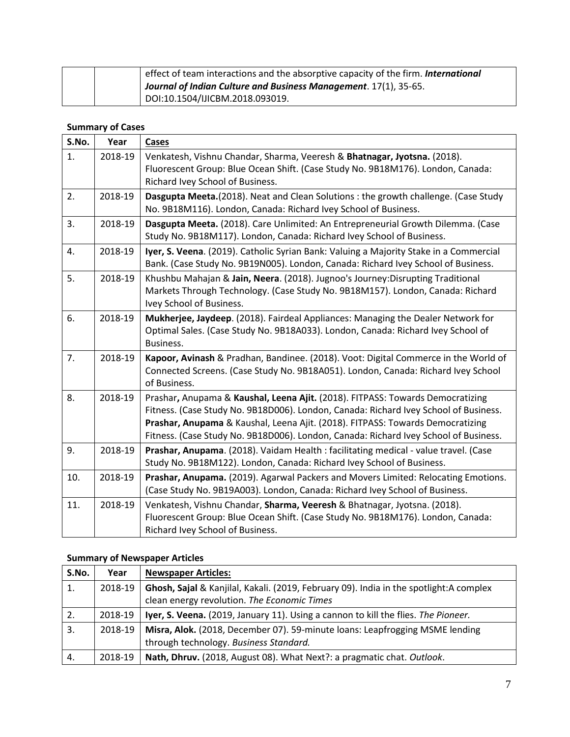| | | |
|---|---|---|
| | | effect of team interactions and the absorptive capacity of the firm. ***International Journal of Indian Culture and Business Management***. 17(1), 35-65. DOI:10.1504/IJICBM.2018.093019. |

**Summary of Cases**

| S.No. | Year | Cases |
|---|---|---|
| 1. | 2018-19 | Venkatesh, Vishnu Chandar, Sharma, Veeresh & **Bhatnagar, Jyotsna.** (2018). Fluorescent Group: Blue Ocean Shift. (Case Study No. 9B18M176). London, Canada: Richard Ivey School of Business. |
| 2. | 2018-19 | **Dasgupta Meeta.**(2018). Neat and Clean Solutions : the growth challenge. (Case Study No. 9B18M116). London, Canada: Richard Ivey School of Business. |
| 3. | 2018-19 | **Dasgupta Meeta.** (2018). Care Unlimited: An Entrepreneurial Growth Dilemma. (Case Study No. 9B18M117). London, Canada: Richard Ivey School of Business. |
| 4. | 2018-19 | **Iyer, S. Veena**. (2019). Catholic Syrian Bank: Valuing a Majority Stake in a Commercial Bank. (Case Study No. 9B19N005). London, Canada: Richard Ivey School of Business. |
| 5. | 2018-19 | Khushbu Mahajan & **Jain, Neera**. (2018). Jugnoo's Journey:Disrupting Traditional Markets Through Technology. (Case Study No. 9B18M157). London, Canada: Richard Ivey School of Business. |
| 6. | 2018-19 | **Mukherjee, Jaydeep**. (2018). Fairdeal Appliances: Managing the Dealer Network for Optimal Sales. (Case Study No. 9B18A033). London, Canada: Richard Ivey School of Business. |
| 7. | 2018-19 | **Kapoor, Avinash** & Pradhan, Bandinee. (2018). Voot: Digital Commerce in the World of Connected Screens. (Case Study No. 9B18A051). London, Canada: Richard Ivey School of Business. |
| 8. | 2018-19 | Prashar**,** Anupama & **Kaushal, Leena Ajit.** (2018). FITPASS: Towards Democratizing Fitness. (Case Study No. 9B18D006). London, Canada: Richard Ivey School of Business. **Prashar, Anupama** & Kaushal, Leena Ajit. (2018). FITPASS: Towards Democratizing Fitness. (Case Study No. 9B18D006). London, Canada: Richard Ivey School of Business. |
| 9. | 2018-19 | **Prashar, Anupama**. (2018). Vaidam Health : facilitating medical - value travel. (Case Study No. 9B18M122). London, Canada: Richard Ivey School of Business. |
| 10. | 2018-19 | **Prashar, Anupama.** (2019). Agarwal Packers and Movers Limited: Relocating Emotions. (Case Study No. 9B19A003). London, Canada: Richard Ivey School of Business. |
| 11. | 2018-19 | Venkatesh, Vishnu Chandar, **Sharma, Veeresh** & Bhatnagar, Jyotsna. (2018). Fluorescent Group: Blue Ocean Shift. (Case Study No. 9B18M176). London, Canada: Richard Ivey School of Business. |

**Summary of Newspaper Articles**

| S.No. | Year | Newspaper Articles: |
|---|---|---|
| 1. | 2018-19 | **Ghosh, Sajal** & Kanjilal, Kakali. (2019, February 09). India in the spotlight:A complex clean energy revolution. *The Economic Times* |
| 2. | 2018-19 | **Iyer, S. Veena.** (2019, January 11). Using a cannon to kill the flies. *The Pioneer.* |
| 3. | 2018-19 | **Misra, Alok.** (2018, December 07). 59-minute loans: Leapfrogging MSME lending through technology. *Business Standard.* |
| 4. | 2018-19 | **Nath, Dhruv.** (2018, August 08). What Next?: a pragmatic chat. *Outlook*. |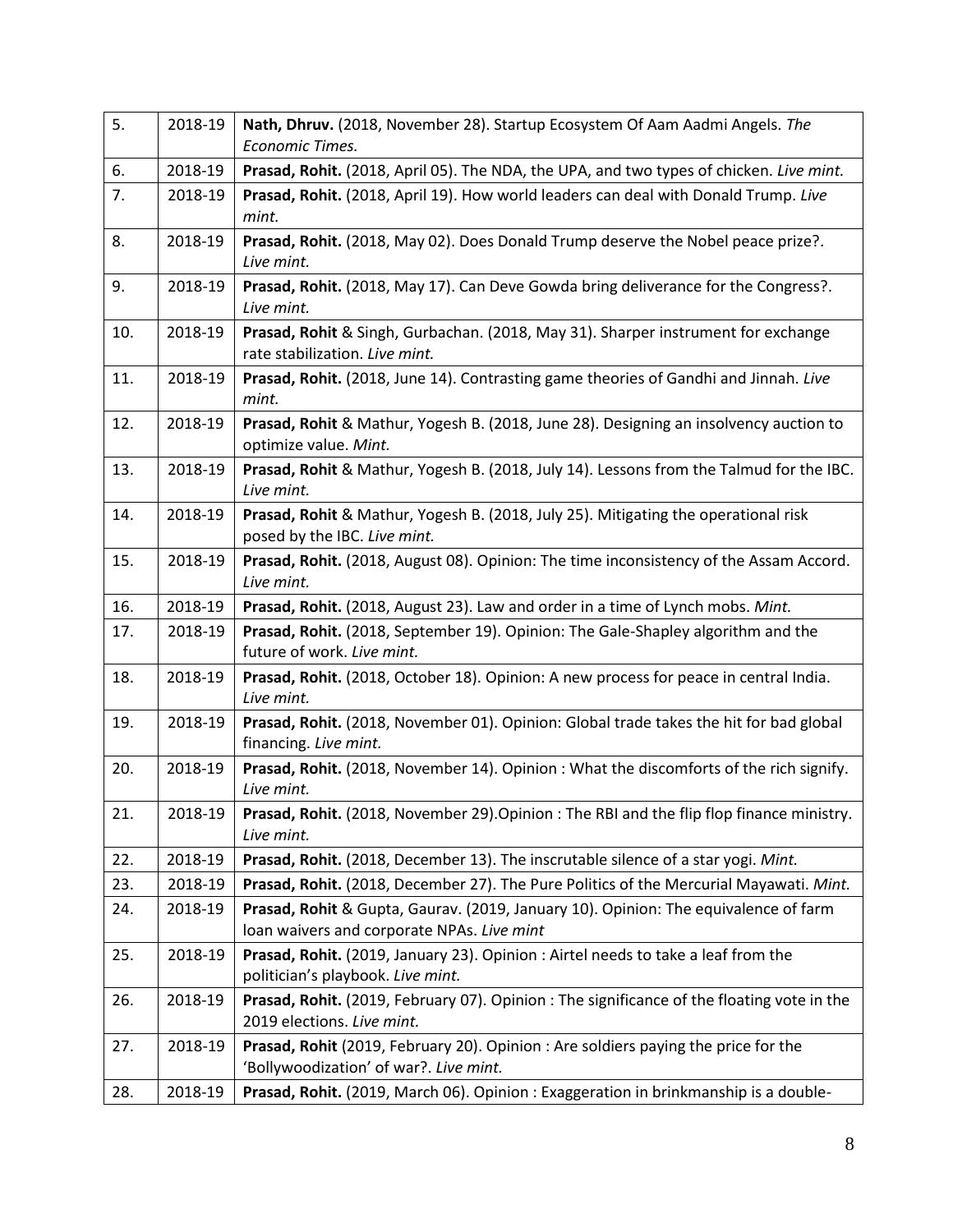| | | |
|---|---|---|
| 5. | 2018-19 | **Nath, Dhruv.** (2018, November 28). Startup Ecosystem Of Aam Aadmi Angels. *The Economic Times.* |
| 6. | 2018-19 | **Prasad, Rohit.** (2018, April 05). The NDA, the UPA, and two types of chicken. *Live mint.* |
| 7. | 2018-19 | **Prasad, Rohit.** (2018, April 19). How world leaders can deal with Donald Trump. *Live mint.* |
| 8. | 2018-19 | **Prasad, Rohit.** (2018, May 02). Does Donald Trump deserve the Nobel peace prize?. *Live mint.* |
| 9. | 2018-19 | **Prasad, Rohit.** (2018, May 17). Can Deve Gowda bring deliverance for the Congress?. *Live mint.* |
| 10. | 2018-19 | **Prasad, Rohit** & Singh, Gurbachan. (2018, May 31). Sharper instrument for exchange rate stabilization. *Live mint.* |
| 11. | 2018-19 | **Prasad, Rohit.** (2018, June 14). Contrasting game theories of Gandhi and Jinnah. *Live mint.* |
| 12. | 2018-19 | **Prasad, Rohit** & Mathur, Yogesh B. (2018, June 28). Designing an insolvency auction to optimize value. *Mint.* |
| 13. | 2018-19 | **Prasad, Rohit** & Mathur, Yogesh B. (2018, July 14). Lessons from the Talmud for the IBC. *Live mint.* |
| 14. | 2018-19 | **Prasad, Rohit** & Mathur, Yogesh B. (2018, July 25). Mitigating the operational risk posed by the IBC. *Live mint.* |
| 15. | 2018-19 | **Prasad, Rohit.** (2018, August 08). Opinion: The time inconsistency of the Assam Accord. *Live mint.* |
| 16. | 2018-19 | **Prasad, Rohit.** (2018, August 23). Law and order in a time of Lynch mobs. *Mint.* |
| 17. | 2018-19 | **Prasad, Rohit.** (2018, September 19). Opinion: The Gale-Shapley algorithm and the future of work. *Live mint.* |
| 18. | 2018-19 | **Prasad, Rohit.** (2018, October 18). Opinion: A new process for peace in central India. *Live mint.* |
| 19. | 2018-19 | **Prasad, Rohit.** (2018, November 01). Opinion: Global trade takes the hit for bad global financing. *Live mint.* |
| 20. | 2018-19 | **Prasad, Rohit.** (2018, November 14). Opinion : What the discomforts of the rich signify. *Live mint.* |
| 21. | 2018-19 | **Prasad, Rohit.** (2018, November 29).Opinion : The RBI and the flip flop finance ministry. *Live mint.* |
| 22. | 2018-19 | **Prasad, Rohit.** (2018, December 13). The inscrutable silence of a star yogi. *Mint.* |
| 23. | 2018-19 | **Prasad, Rohit.** (2018, December 27). The Pure Politics of the Mercurial Mayawati. *Mint.* |
| 24. | 2018-19 | **Prasad, Rohit** & Gupta, Gaurav. (2019, January 10). Opinion: The equivalence of farm loan waivers and corporate NPAs. *Live mint* |
| 25. | 2018-19 | **Prasad, Rohit.** (2019, January 23). Opinion : Airtel needs to take a leaf from the politician's playbook. *Live mint.* |
| 26. | 2018-19 | **Prasad, Rohit.** (2019, February 07). Opinion : The significance of the floating vote in the 2019 elections. *Live mint.* |
| 27. | 2018-19 | **Prasad, Rohit** (2019, February 20). Opinion : Are soldiers paying the price for the 'Bollywoodization' of war?. *Live mint.* |
| 28. | 2018-19 | **Prasad, Rohit.** (2019, March 06). Opinion : Exaggeration in brinkmanship is a double- |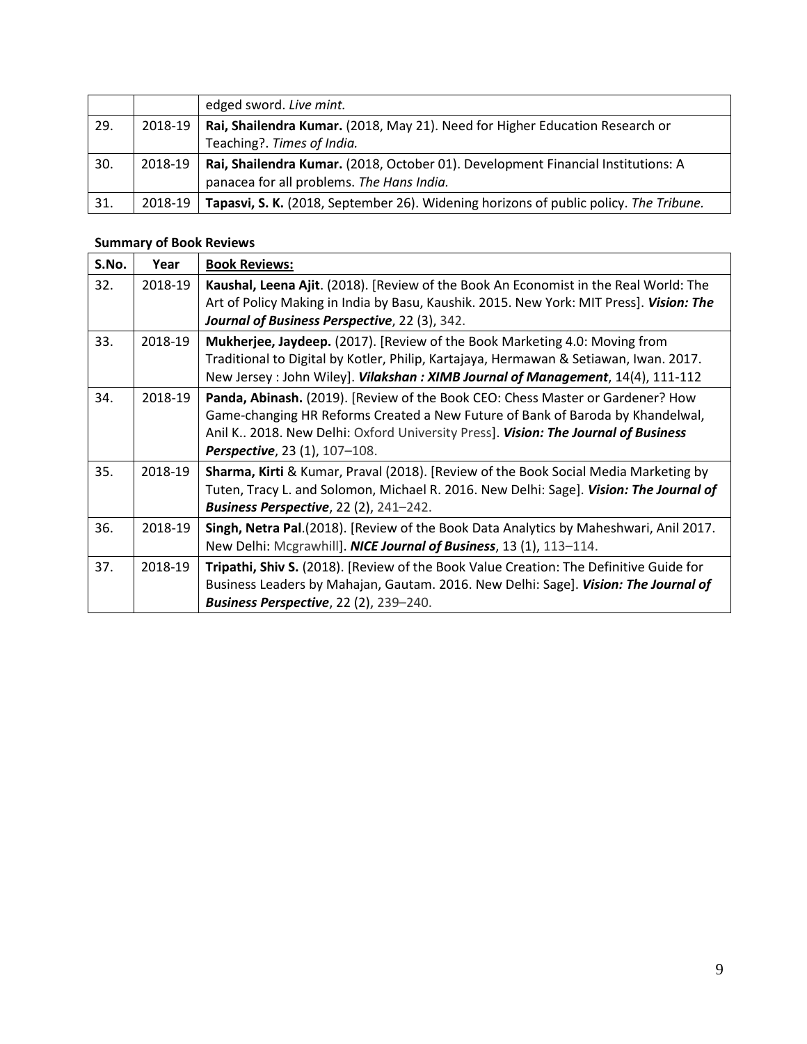| | | |
|---|---|---|
| | | edged sword. *Live mint.* |
| 29. | 2018-19 | **Rai, Shailendra Kumar.** (2018, May 21). Need for Higher Education Research or Teaching?. *Times of India.* |
| 30. | 2018-19 | **Rai, Shailendra Kumar.** (2018, October 01). Development Financial Institutions: A panacea for all problems. *The Hans India.* |
| 31. | 2018-19 | **Tapasvi, S. K.** (2018, September 26). Widening horizons of public policy. *The Tribune.* |

**Summary of Book Reviews**

| S.No. | Year | **Book Reviews:** |
|---|---|---|
| 32. | 2018-19 | **Kaushal, Leena Ajit**. (2018). [Review of the Book An Economist in the Real World: The Art of Policy Making in India by Basu, Kaushik. 2015. New York: MIT Press]. ***Vision: The Journal of Business Perspective***, 22 (3), 342. |
| 33. | 2018-19 | **Mukherjee, Jaydeep.** (2017). [Review of the Book Marketing 4.0: Moving from Traditional to Digital by Kotler, Philip, Kartajaya, Hermawan & Setiawan, Iwan. 2017. New Jersey : John Wiley]. ***Vilakshan : XIMB Journal of Management***, 14(4), 111-112 |
| 34. | 2018-19 | **Panda, Abinash.** (2019). [Review of the Book CEO: Chess Master or Gardener? How Game-changing HR Reforms Created a New Future of Bank of Baroda by Khandelwal, Anil K.. 2018. New Delhi: Oxford University Press]. ***Vision: The Journal of Business Perspective***, 23 (1), 107–108. |
| 35. | 2018-19 | **Sharma, Kirti** & Kumar, Praval (2018). [Review of the Book Social Media Marketing by Tuten, Tracy L. and Solomon, Michael R. 2016. New Delhi: Sage]. ***Vision: The Journal of Business Perspective***, 22 (2), 241–242. |
| 36. | 2018-19 | **Singh, Netra Pal**.(2018). [Review of the Book Data Analytics by Maheshwari, Anil 2017. New Delhi: Mcgrawhill]. ***NICE Journal of Business***, 13 (1), 113–114. |
| 37. | 2018-19 | **Tripathi, Shiv S.** (2018). [Review of the Book Value Creation: The Definitive Guide for Business Leaders by Mahajan, Gautam. 2016. New Delhi: Sage]. ***Vision: The Journal of Business Perspective***, 22 (2), 239–240. |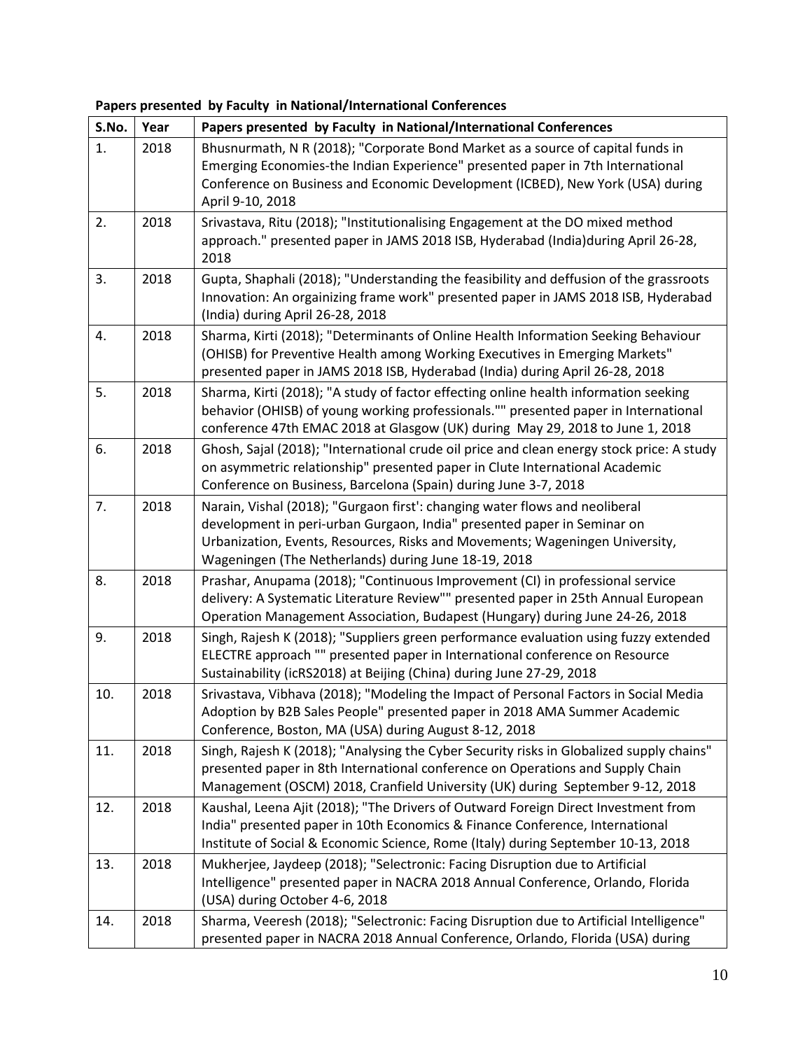**Papers presented by Faculty in National/International Conferences**

| S.No. | Year | Papers presented by Faculty in National/International Conferences |
|---|---|---|
| 1. | 2018 | Bhusnurmath, N R (2018); "Corporate Bond Market as a source of capital funds in Emerging Economies-the Indian Experience" presented paper in 7th International Conference on Business and Economic Development (ICBED), New York (USA) during April 9-10, 2018 |
| 2. | 2018 | Srivastava, Ritu (2018); "Institutionalising Engagement at the DO mixed method approach." presented paper in JAMS 2018 ISB, Hyderabad (India)during April 26-28, 2018 |
| 3. | 2018 | Gupta, Shaphali (2018); "Understanding the feasibility and deffusion of the grassroots Innovation: An orgainizing frame work" presented paper in JAMS 2018 ISB, Hyderabad (India) during April 26-28, 2018 |
| 4. | 2018 | Sharma, Kirti (2018); "Determinants of Online Health Information Seeking Behaviour (OHISB) for Preventive Health among Working Executives in Emerging Markets" presented paper in JAMS 2018 ISB, Hyderabad (India) during April 26-28, 2018 |
| 5. | 2018 | Sharma, Kirti (2018); "A study of factor effecting online health information seeking behavior (OHISB) of young working professionals."" presented paper in International conference 47th EMAC 2018 at Glasgow (UK) during May 29, 2018 to June 1, 2018 |
| 6. | 2018 | Ghosh, Sajal (2018); "International crude oil price and clean energy stock price: A study on asymmetric relationship" presented paper in Clute International Academic Conference on Business, Barcelona (Spain) during June 3-7, 2018 |
| 7. | 2018 | Narain, Vishal (2018); "Gurgaon first': changing water flows and neoliberal development in peri-urban Gurgaon, India" presented paper in Seminar on Urbanization, Events, Resources, Risks and Movements; Wageningen University, Wageningen (The Netherlands) during June 18-19, 2018 |
| 8. | 2018 | Prashar, Anupama (2018); "Continuous Improvement (CI) in professional service delivery: A Systematic Literature Review"" presented paper in 25th Annual European Operation Management Association, Budapest (Hungary) during June 24-26, 2018 |
| 9. | 2018 | Singh, Rajesh K (2018); "Suppliers green performance evaluation using fuzzy extended ELECTRE approach "" presented paper in International conference on Resource Sustainability (icRS2018) at Beijing (China) during June 27-29, 2018 |
| 10. | 2018 | Srivastava, Vibhava (2018); "Modeling the Impact of Personal Factors in Social Media Adoption by B2B Sales People" presented paper in 2018 AMA Summer Academic Conference, Boston, MA (USA) during August 8-12, 2018 |
| 11. | 2018 | Singh, Rajesh K (2018); "Analysing the Cyber Security risks in Globalized supply chains" presented paper in 8th International conference on Operations and Supply Chain Management (OSCM) 2018, Cranfield University (UK) during September 9-12, 2018 |
| 12. | 2018 | Kaushal, Leena Ajit (2018); "The Drivers of Outward Foreign Direct Investment from India" presented paper in 10th Economics & Finance Conference, International Institute of Social & Economic Science, Rome (Italy) during September 10-13, 2018 |
| 13. | 2018 | Mukherjee, Jaydeep (2018); "Selectronic: Facing Disruption due to Artificial Intelligence" presented paper in NACRA 2018 Annual Conference, Orlando, Florida (USA) during October 4-6, 2018 |
| 14. | 2018 | Sharma, Veeresh (2018); "Selectronic: Facing Disruption due to Artificial Intelligence" presented paper in NACRA 2018 Annual Conference, Orlando, Florida (USA) during |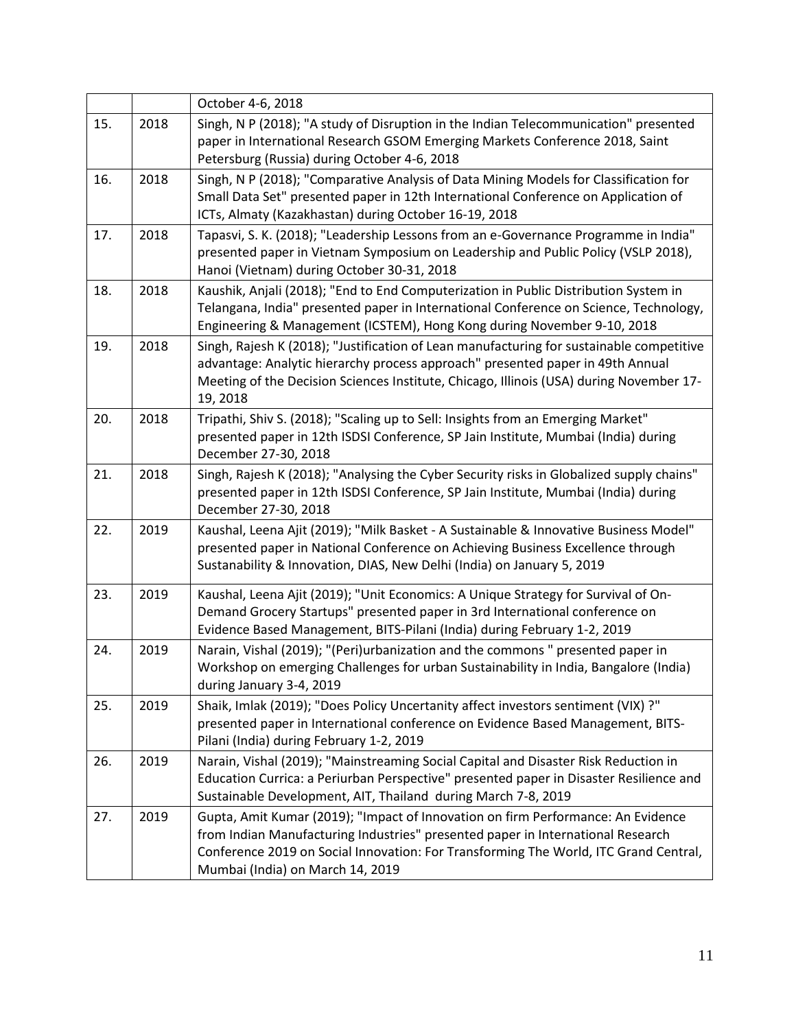| | | |
|---|---|---|
| | | October 4-6, 2018 |
| 15. | 2018 | Singh, N P (2018); "A study of Disruption in the Indian Telecommunication" presented paper in International Research GSOM Emerging Markets Conference 2018, Saint Petersburg (Russia) during October 4-6, 2018 |
| 16. | 2018 | Singh, N P (2018); "Comparative Analysis of Data Mining Models for Classification for Small Data Set" presented paper in 12th International Conference on Application of ICTs, Almaty (Kazakhastan) during October 16-19, 2018 |
| 17. | 2018 | Tapasvi, S. K. (2018); "Leadership Lessons from an e-Governance Programme in India" presented paper in Vietnam Symposium on Leadership and Public Policy (VSLP 2018), Hanoi (Vietnam) during October 30-31, 2018 |
| 18. | 2018 | Kaushik, Anjali (2018); "End to End Computerization in Public Distribution System in Telangana, India" presented paper in International Conference on Science, Technology, Engineering & Management (ICSTEM), Hong Kong during November 9-10, 2018 |
| 19. | 2018 | Singh, Rajesh K (2018); "Justification of Lean manufacturing for sustainable competitive advantage: Analytic hierarchy process approach" presented paper in 49th Annual Meeting of the Decision Sciences Institute, Chicago, Illinois (USA) during November 17-19, 2018 |
| 20. | 2018 | Tripathi, Shiv S. (2018); "Scaling up to Sell: Insights from an Emerging Market" presented paper in 12th ISDSI Conference, SP Jain Institute, Mumbai (India) during December 27-30, 2018 |
| 21. | 2018 | Singh, Rajesh K (2018); "Analysing the Cyber Security risks in Globalized supply chains" presented paper in 12th ISDSI Conference, SP Jain Institute, Mumbai (India) during December 27-30, 2018 |
| 22. | 2019 | Kaushal, Leena Ajit (2019); "Milk Basket - A Sustainable & Innovative Business Model" presented paper in National Conference on Achieving Business Excellence through Sustanability & Innovation, DIAS, New Delhi (India) on January 5, 2019 |
| 23. | 2019 | Kaushal, Leena Ajit (2019); "Unit Economics: A Unique Strategy for Survival of On-Demand Grocery Startups" presented paper in 3rd International conference on Evidence Based Management, BITS-Pilani (India) during February 1-2, 2019 |
| 24. | 2019 | Narain, Vishal (2019); "(Peri)urbanization and the commons " presented paper in Workshop on emerging Challenges for urban Sustainability in India, Bangalore (India) during January 3-4, 2019 |
| 25. | 2019 | Shaik, Imlak (2019); "Does Policy Uncertanity affect investors sentiment (VIX) ?" presented paper in International conference on Evidence Based Management, BITS-Pilani (India) during February 1-2, 2019 |
| 26. | 2019 | Narain, Vishal (2019); "Mainstreaming Social Capital and Disaster Risk Reduction in Education Currica: a Periurban Perspective" presented paper in Disaster Resilience and Sustainable Development, AIT, Thailand during March 7-8, 2019 |
| 27. | 2019 | Gupta, Amit Kumar (2019); "Impact of Innovation on firm Performance: An Evidence from Indian Manufacturing Industries" presented paper in International Research Conference 2019 on Social Innovation: For Transforming The World, ITC Grand Central, Mumbai (India) on March 14, 2019 |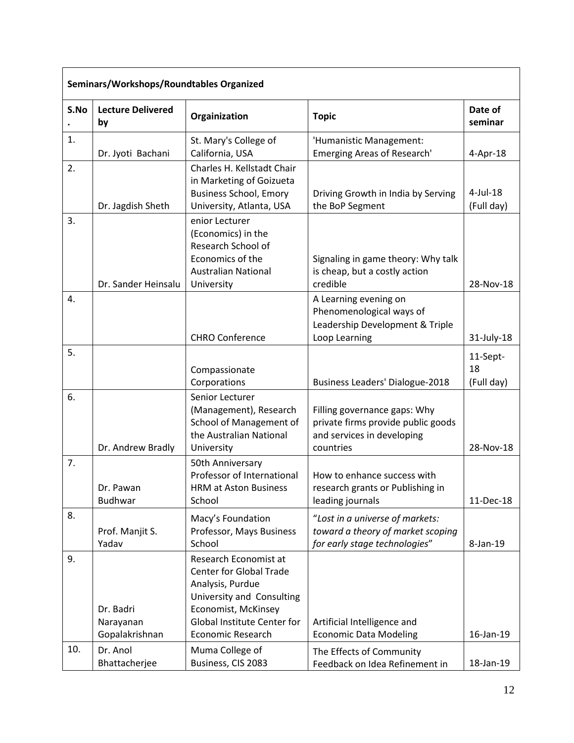| Seminars/Workshops/Roundtables Organized | | | | |
|---|---|---|---|---|
| **S.No.** | **Lecture Delivered by** | **Orgainization** | **Topic** | **Date of seminar** |
| 1. | Dr. Jyoti Bachani | St. Mary's College of California, USA | 'Humanistic Management: Emerging Areas of Research' | 4-Apr-18 |
| 2. | Dr. Jagdish Sheth | Charles H. Kellstadt Chair in Marketing of Goizueta Business School, Emory University, Atlanta, USA | Driving Growth in India by Serving the BoP Segment | 4-Jul-18 (Full day) |
| 3. | Dr. Sander Heinsalu | enior Lecturer (Economics) in the Research School of Economics of the Australian National University | Signaling in game theory: Why talk is cheap, but a costly action credible | 28-Nov-18 |
| 4. | | CHRO Conference | A Learning evening on Phenomenological ways of Leadership Development & Triple Loop Learning | 31-July-18 |
| 5. | | Compassionate Corporations | Business Leaders' Dialogue-2018 | 11-Sept-18 (Full day) |
| 6. | Dr. Andrew Bradly | Senior Lecturer (Management), Research School of Management of the Australian National University | Filling governance gaps: Why private firms provide public goods and services in developing countries | 28-Nov-18 |
| 7. | Dr. Pawan Budhwar | 50th Anniversary Professor of International HRM at Aston Business School | How to enhance success with research grants or Publishing in leading journals | 11-Dec-18 |
| 8. | Prof. Manjit S. Yadav | Macy's Foundation Professor, Mays Business School | "*Lost in a universe of markets: toward a theory of market scoping for early stage technologies*" | 8-Jan-19 |
| 9. | Dr. Badri Narayanan Gopalakrishnan | Research Economist at Center for Global Trade Analysis, Purdue University and Consulting Economist, McKinsey Global Institute Center for Economic Research | Artificial Intelligence and Economic Data Modeling | 16-Jan-19 |
| 10. | Dr. Anol Bhattacherjee | Muma College of Business, CIS 2083 | The Effects of Community Feedback on Idea Refinement in | 18-Jan-19 |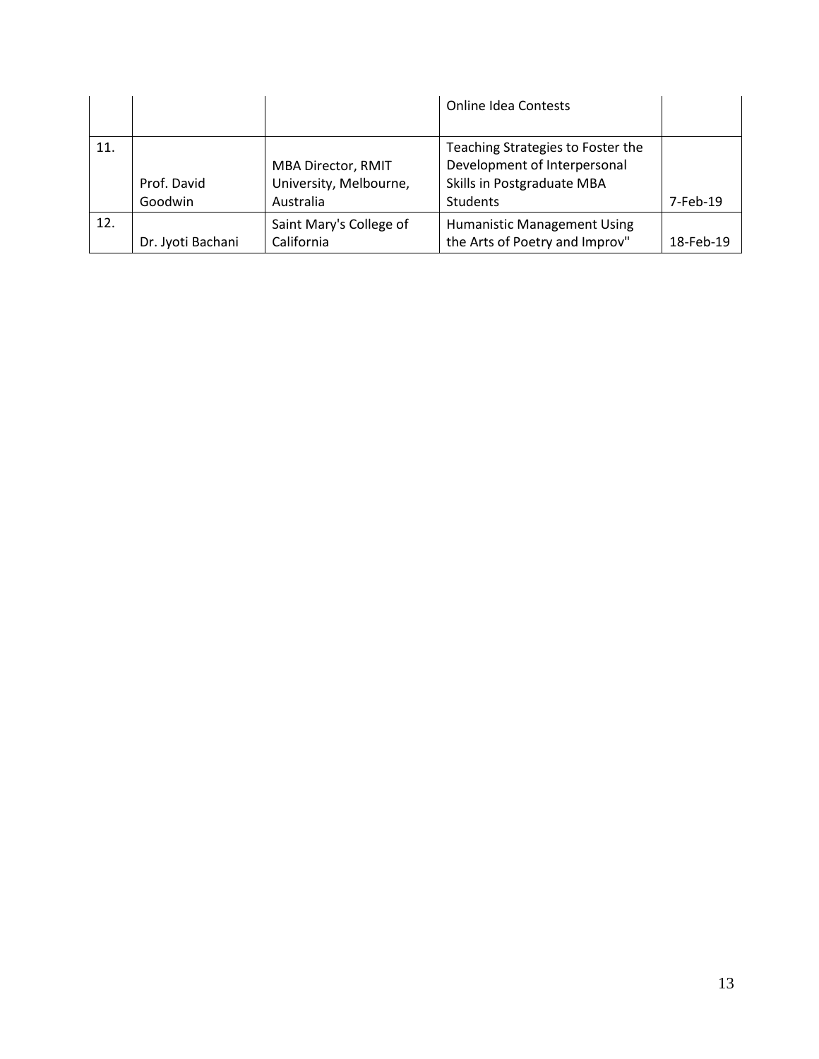| | | | | |
|---|---|---|---|---|
| | | | Online Idea Contests | |
| 11. | Prof. David Goodwin | MBA Director, RMIT University, Melbourne, Australia | Teaching Strategies to Foster the Development of Interpersonal Skills in Postgraduate MBA Students | 7-Feb-19 |
| 12. | Dr. Jyoti Bachani | Saint Mary's College of California | Humanistic Management Using the Arts of Poetry and Improv" | 18-Feb-19 |